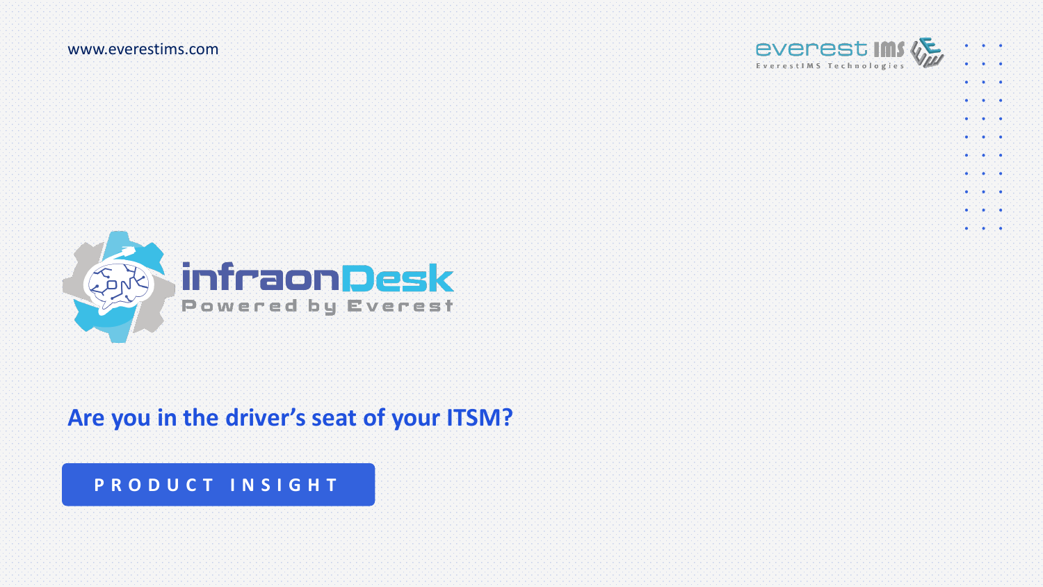www.everestims.com

everest IMS
EverestIMS Technologies

infraonDesk
Powered by Everest

# Are you in the driver's seat of your ITSM?

PRODUCT INSIGHT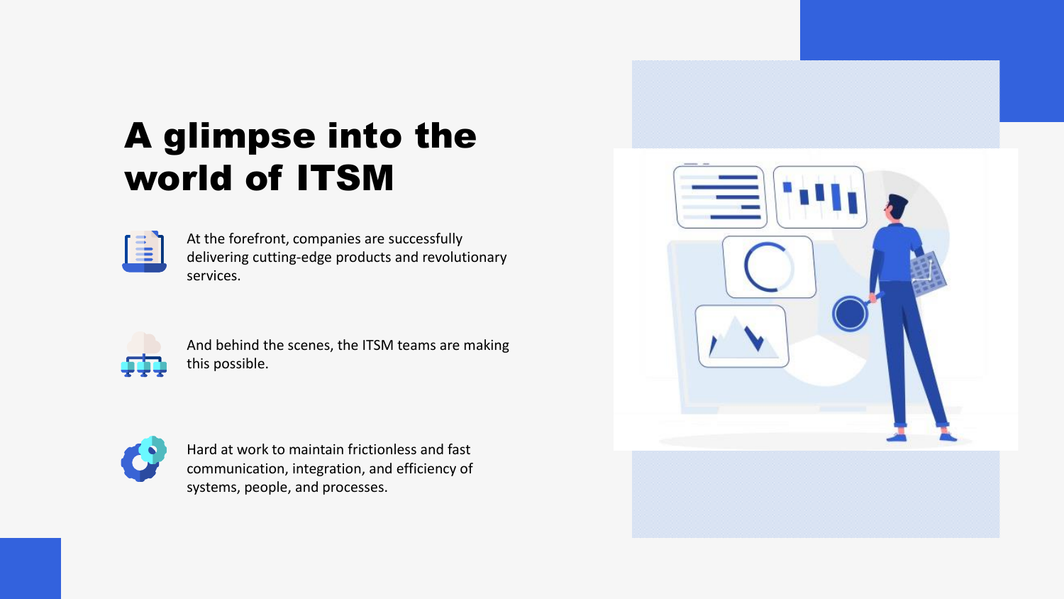# A glimpse into the world of ITSM

At the forefront, companies are successfully delivering cutting-edge products and revolutionary services.

And behind the scenes, the ITSM teams are making this possible.

Hard at work to maintain frictionless and fast communication, integration, and efficiency of systems, people, and processes.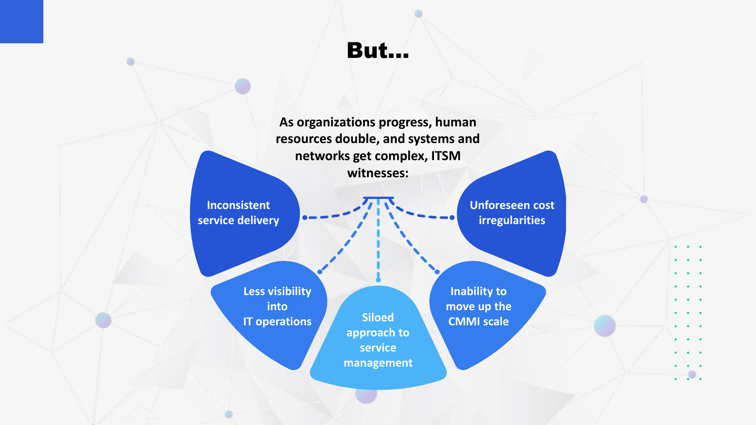# But...

**As organizations progress, human resources double, and systems and networks get complex, ITSM witnesses:**

- Inconsistent service delivery
- Less visibility into IT operations
- Siloed approach to service management
- Inability to move up the CMMI scale
- Unforeseen cost irregularities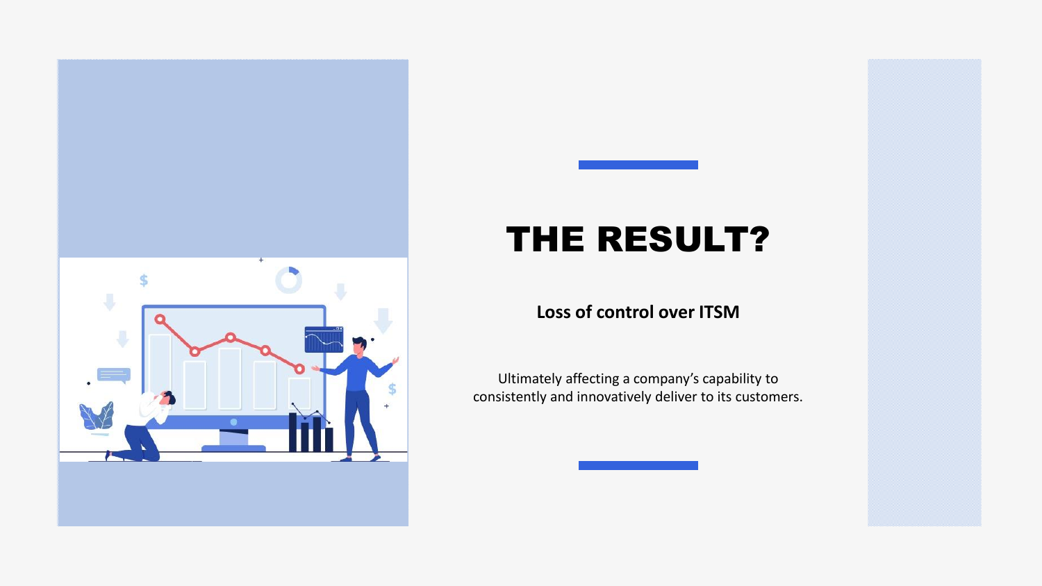# THE RESULT?

**Loss of control over ITSM**

Ultimately affecting a company's capability to consistently and innovatively deliver to its customers.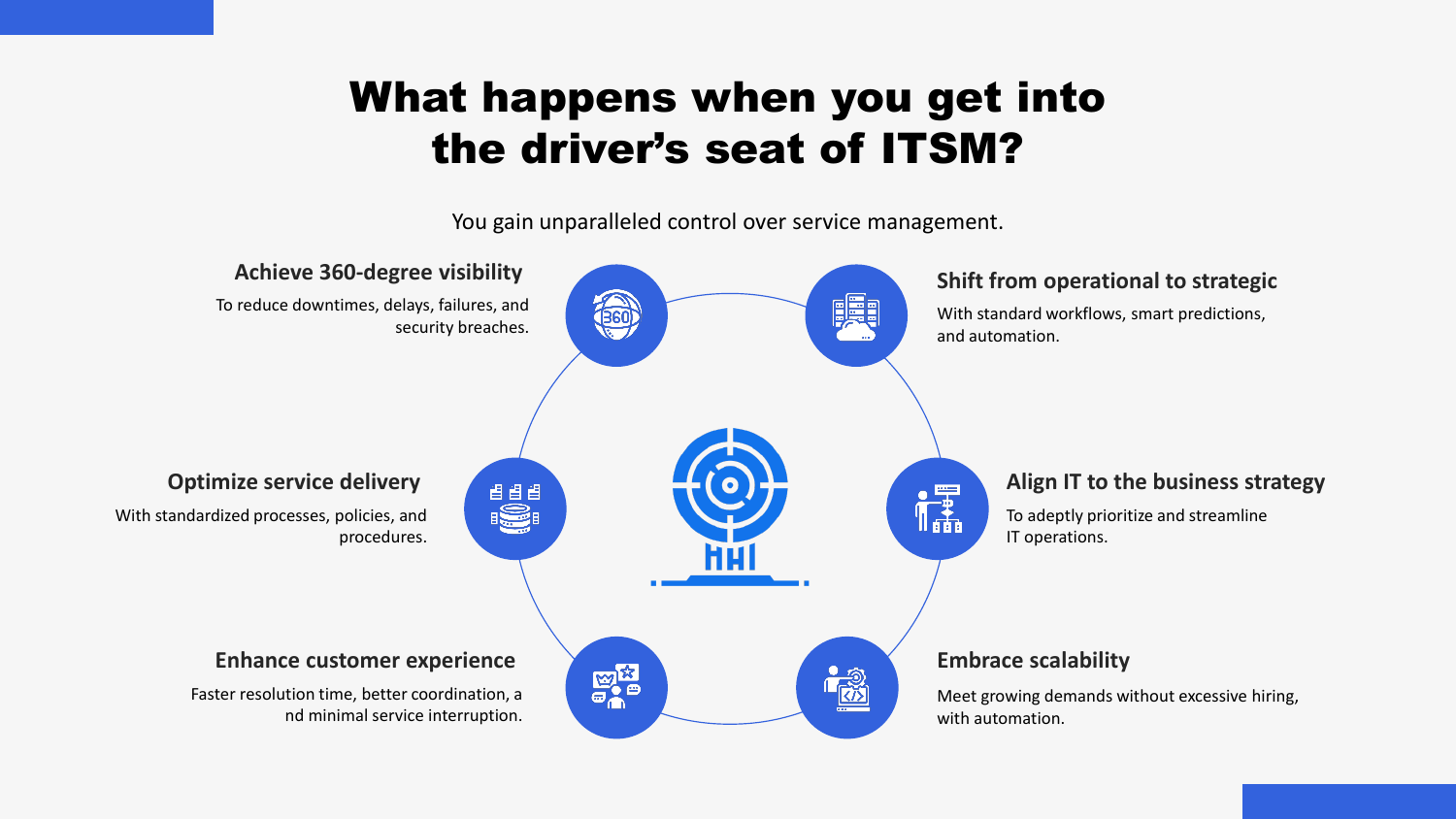# What happens when you get into the driver's seat of ITSM?

You gain unparalleled control over service management.

### Achieve 360-degree visibility

To reduce downtimes, delays, failures, and security breaches.

### Shift from operational to strategic

With standard workflows, smart predictions, and automation.

### Optimize service delivery

With standardized processes, policies, and procedures.

### Align IT to the business strategy

To adeptly prioritize and streamline IT operations.

### Enhance customer experience

Faster resolution time, better coordination, a nd minimal service interruption.

### Embrace scalability

Meet growing demands without excessive hiring, with automation.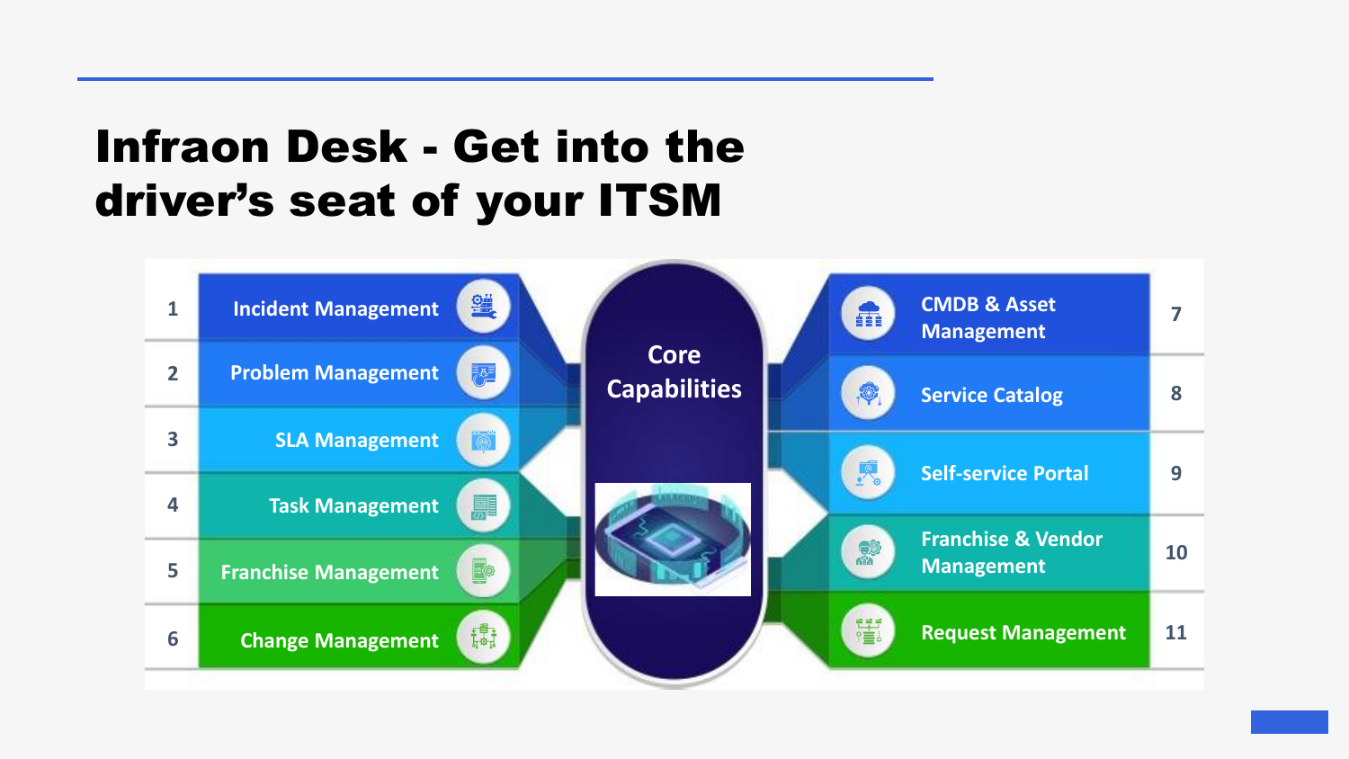# Infraon Desk - Get into the driver's seat of your ITSM

**Core Capabilities**

1. Incident Management
2. Problem Management
3. SLA Management
4. Task Management
5. Franchise Management
6. Change Management
7. CMDB & Asset Management
8. Service Catalog
9. Self-service Portal
10. Franchise & Vendor Management
11. Request Management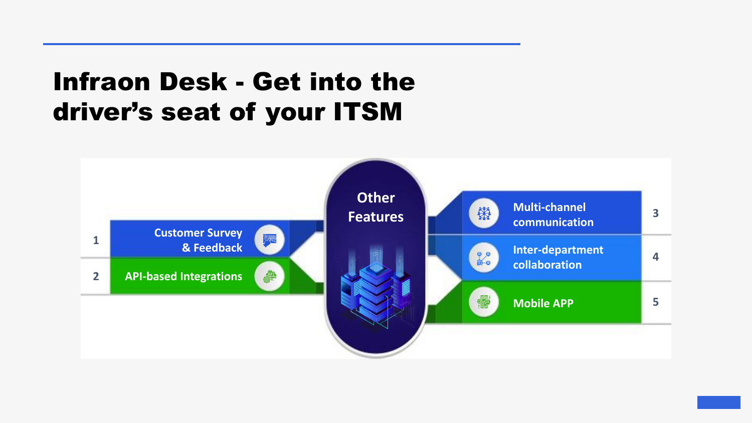# Infraon Desk - Get into the driver's seat of your ITSM

**Other Features**

1. Customer Survey & Feedback
2. API-based Integrations
3. Multi-channel communication
4. Inter-department collaboration
5. Mobile APP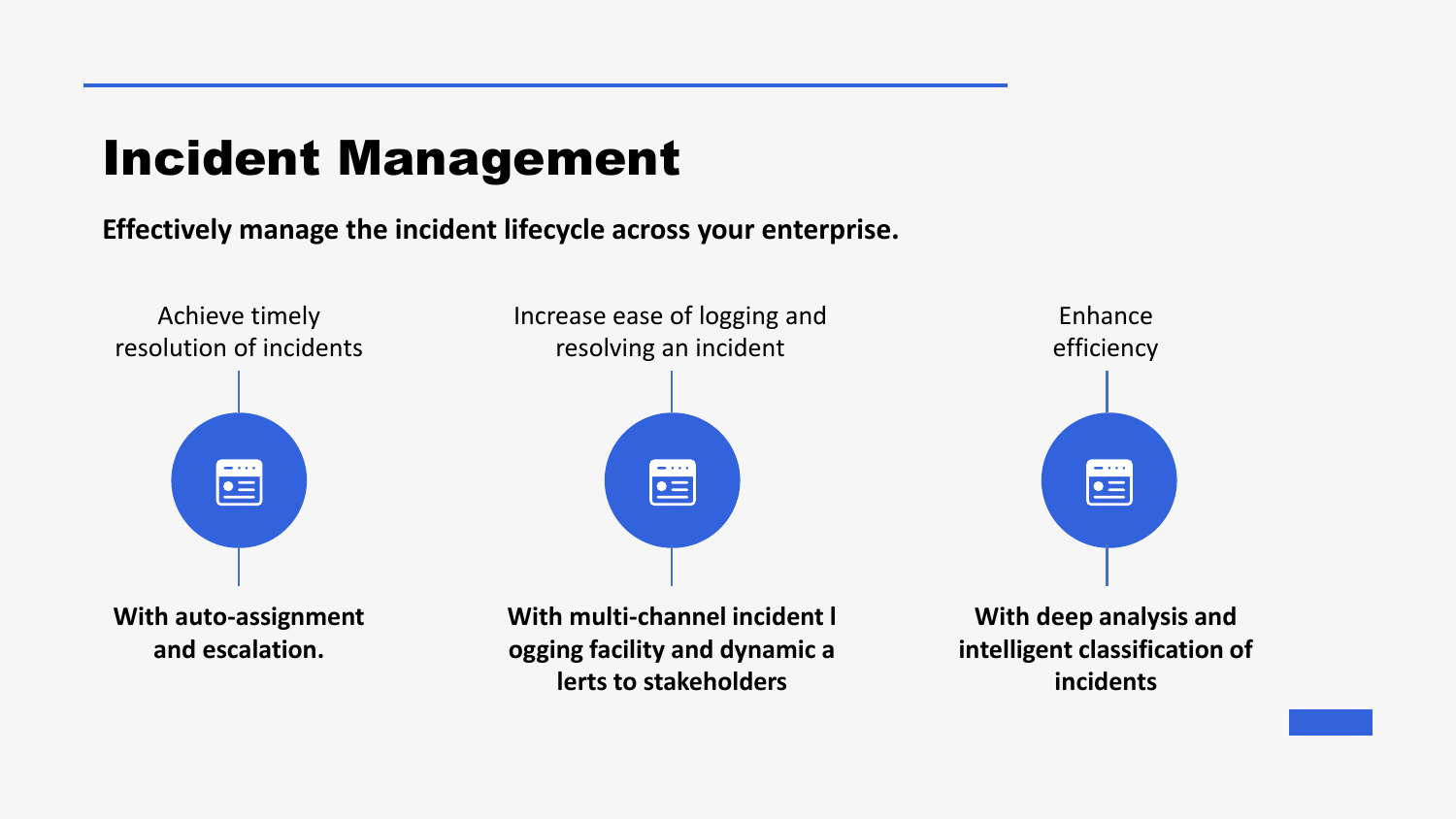# Incident Management

**Effectively manage the incident lifecycle across your enterprise.**

Achieve timely resolution of incidents

**With auto-assignment and escalation.**

Increase ease of logging and resolving an incident

**With multi-channel incident logging facility and dynamic alerts to stakeholders**

Enhance efficiency

**With deep analysis and intelligent classification of incidents**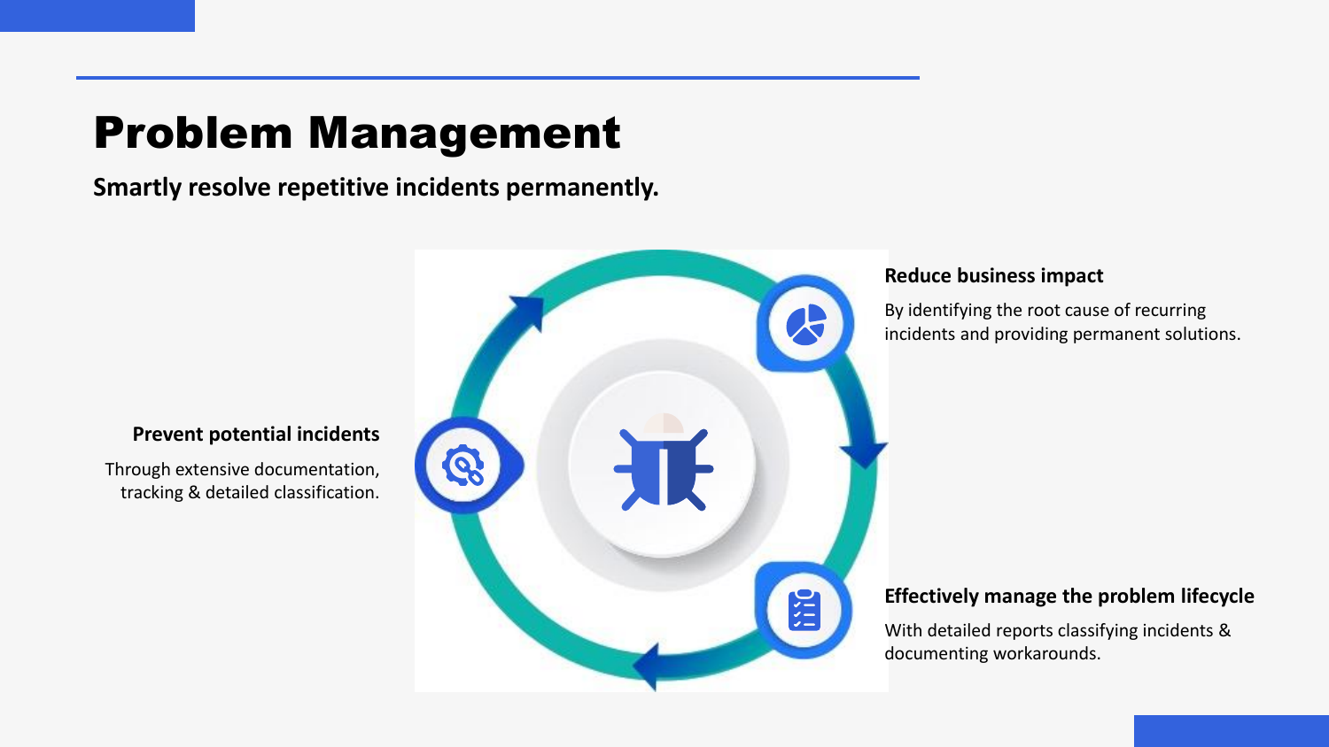# Problem Management

**Smartly resolve repetitive incidents permanently.**

### Reduce business impact

By identifying the root cause of recurring incidents and providing permanent solutions.

### Prevent potential incidents

Through extensive documentation, tracking & detailed classification.

### Effectively manage the problem lifecycle

With detailed reports classifying incidents & documenting workarounds.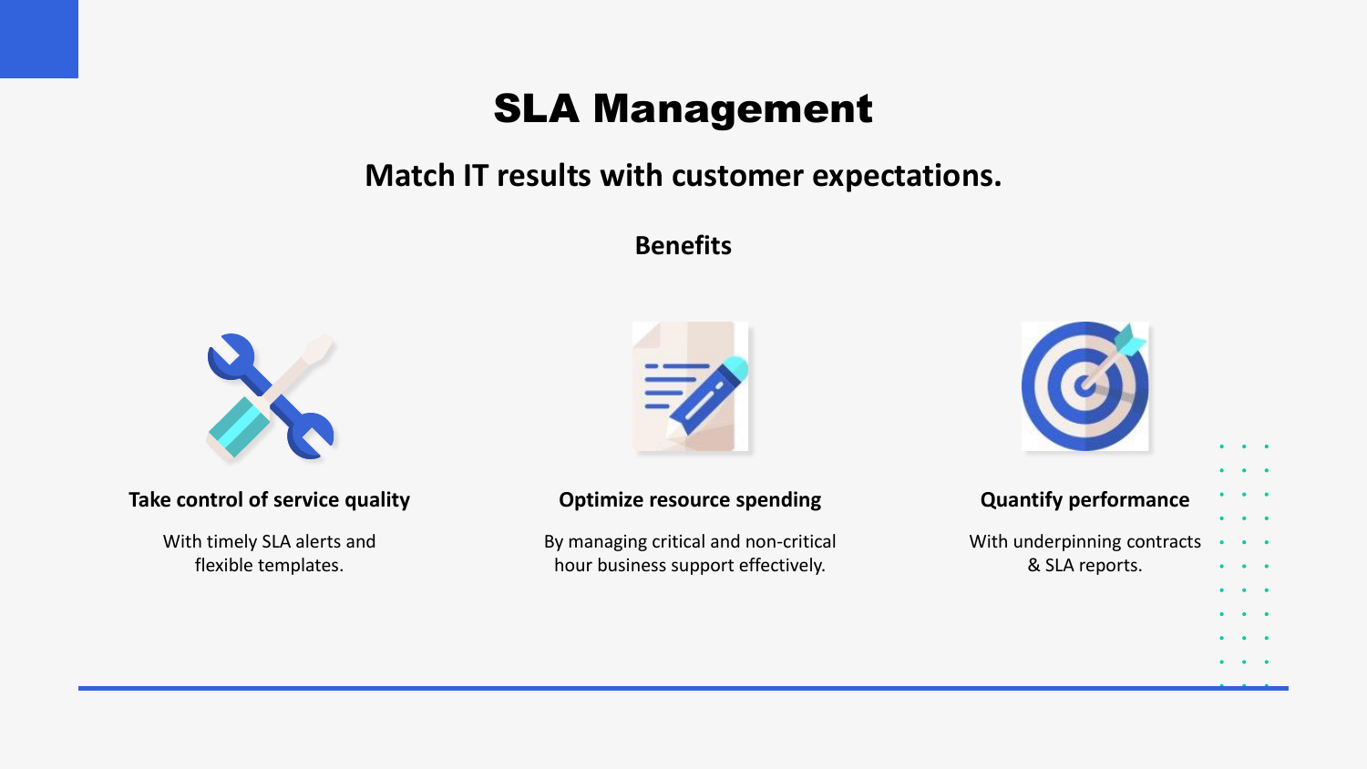# SLA Management

## Match IT results with customer expectations.

### Benefits

**Take control of service quality**

With timely SLA alerts and flexible templates.

**Optimize resource spending**

By managing critical and non-critical hour business support effectively.

**Quantify performance**

With underpinning contracts & SLA reports.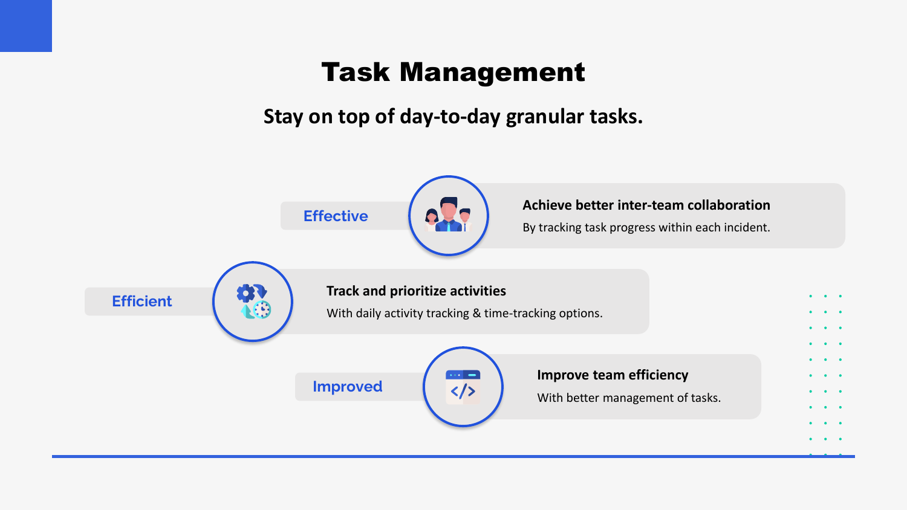# Task Management

## Stay on top of day-to-day granular tasks.

**Effective**

**Achieve better inter-team collaboration**
By tracking task progress within each incident.

**Efficient**

**Track and prioritize activities**
With daily activity tracking & time-tracking options.

**Improved**

**Improve team efficiency**
With better management of tasks.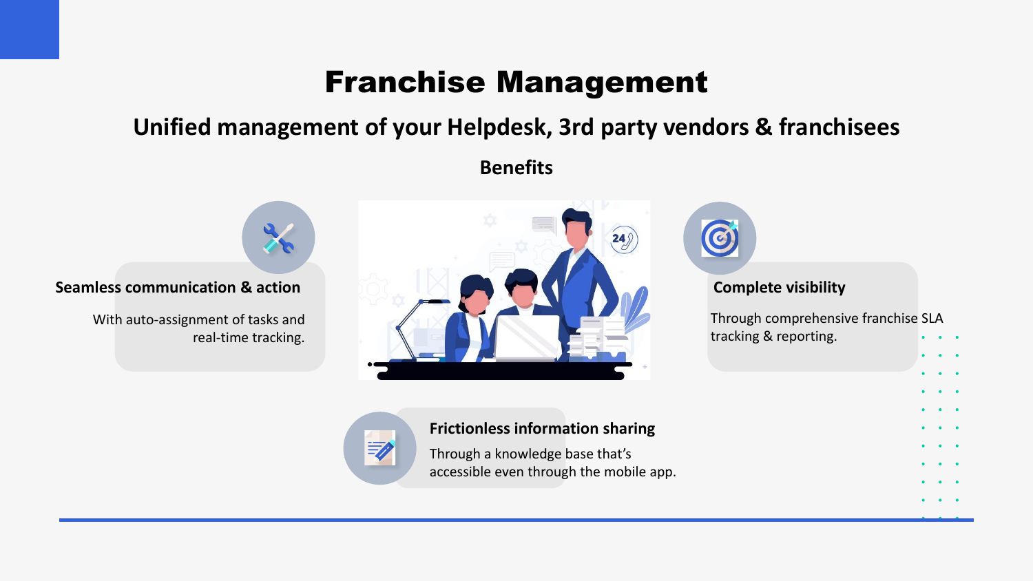# Franchise Management

## Unified management of your Helpdesk, 3rd party vendors & franchisees

### Benefits

**Seamless communication & action**

With auto-assignment of tasks and real-time tracking.

**Complete visibility**

Through comprehensive franchise SLA tracking & reporting.

**Frictionless information sharing**

Through a knowledge base that's accessible even through the mobile app.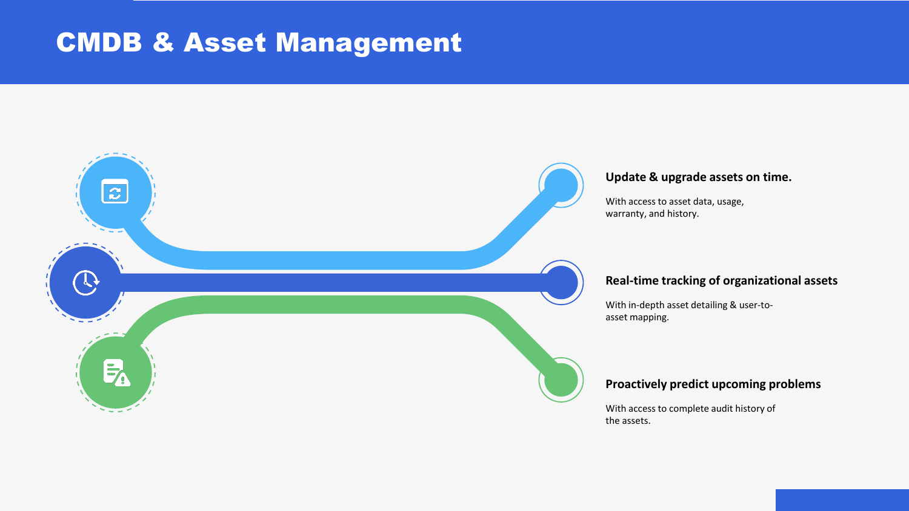# CMDB & Asset Management

**Update & upgrade assets on time.**

With access to asset data, usage, warranty, and history.

**Real-time tracking of organizational assets**

With in-depth asset detailing & user-to-asset mapping.

**Proactively predict upcoming problems**

With access to complete audit history of the assets.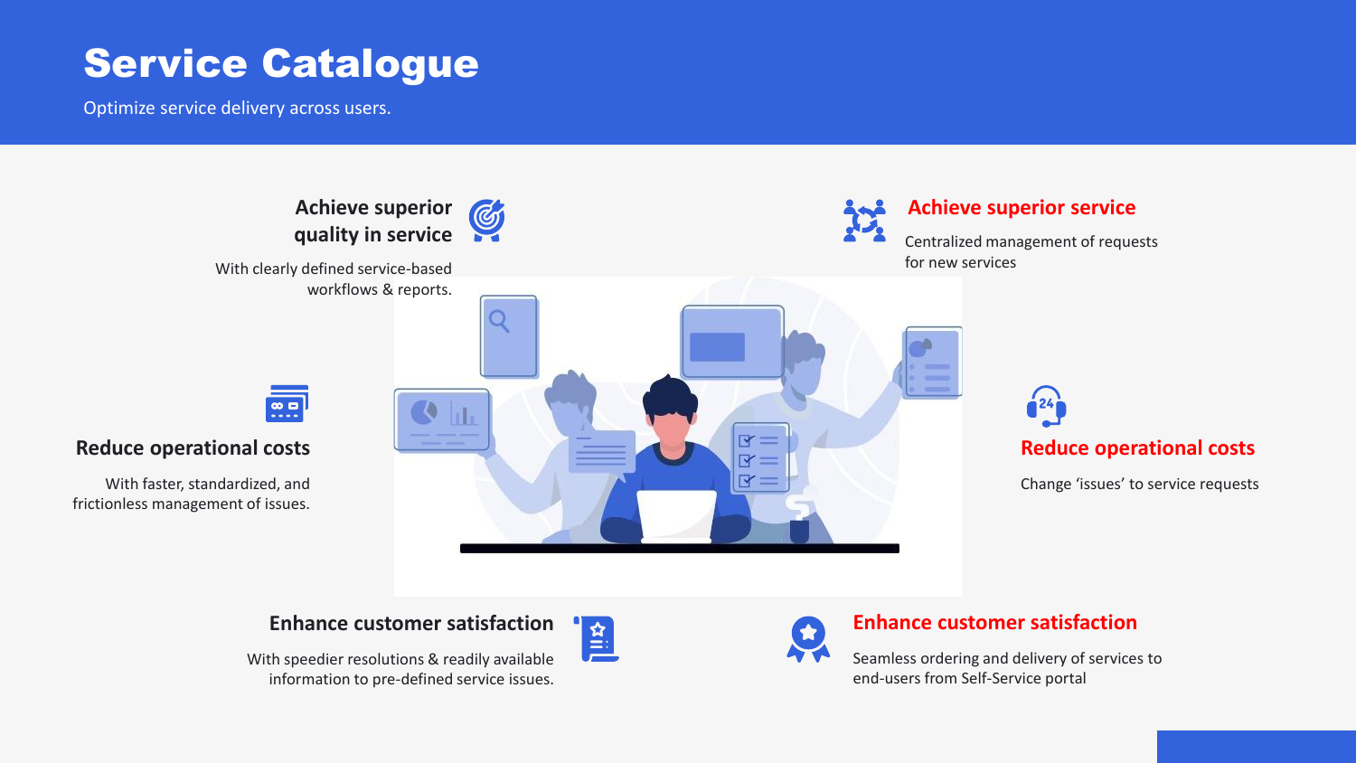# Service Catalogue

Optimize service delivery across users.

### Achieve superior quality in service

With clearly defined service-based workflows & reports.

### Achieve superior service

Centralized management of requests for new services

### Reduce operational costs

With faster, standardized, and frictionless management of issues.

### Reduce operational costs

Change 'issues' to service requests

### Enhance customer satisfaction

With speedier resolutions & readily available information to pre-defined service issues.

### Enhance customer satisfaction

Seamless ordering and delivery of services to end-users from Self-Service portal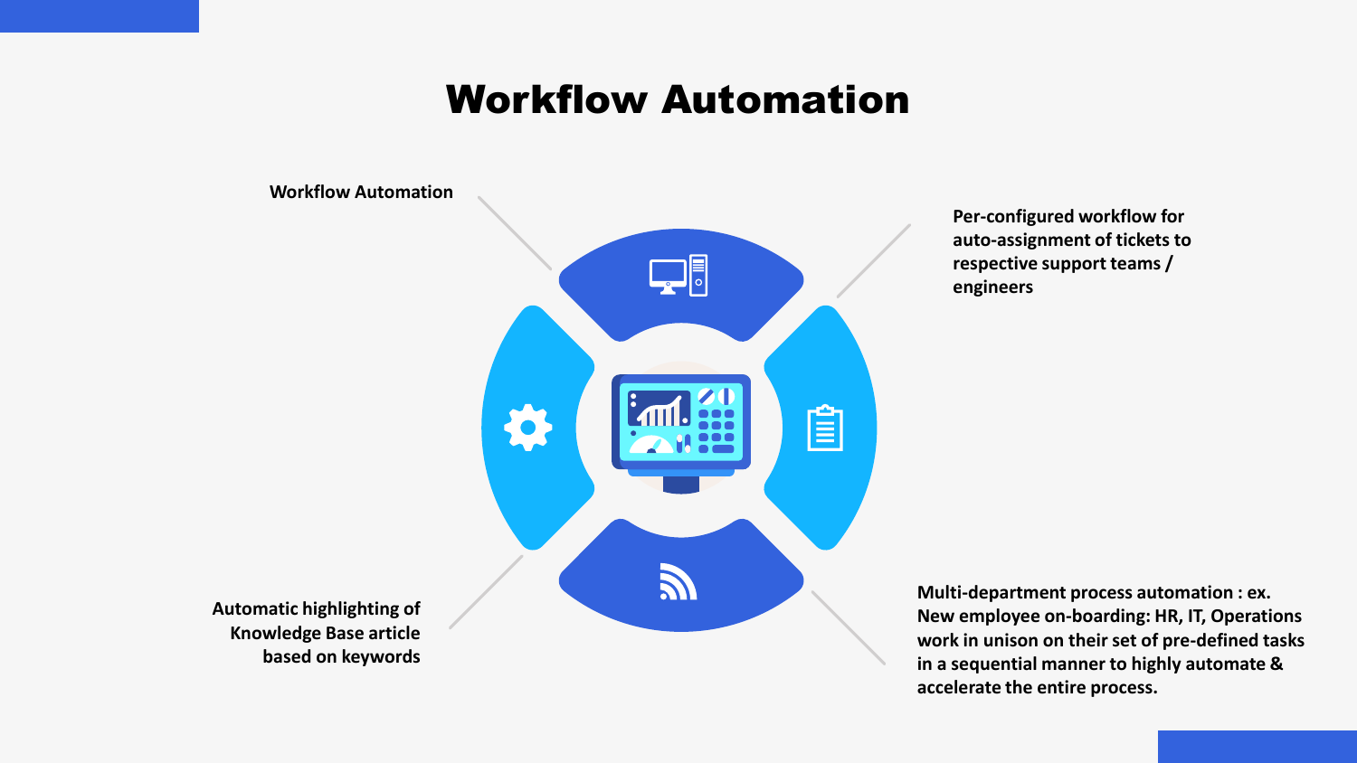# Workflow Automation

Workflow Automation

Per-configured workflow for auto-assignment of tickets to respective support teams / engineers

Automatic highlighting of Knowledge Base article based on keywords

Multi-department process automation : ex. New employee on-boarding: HR, IT, Operations work in unison on their set of pre-defined tasks in a sequential manner to highly automate & accelerate the entire process.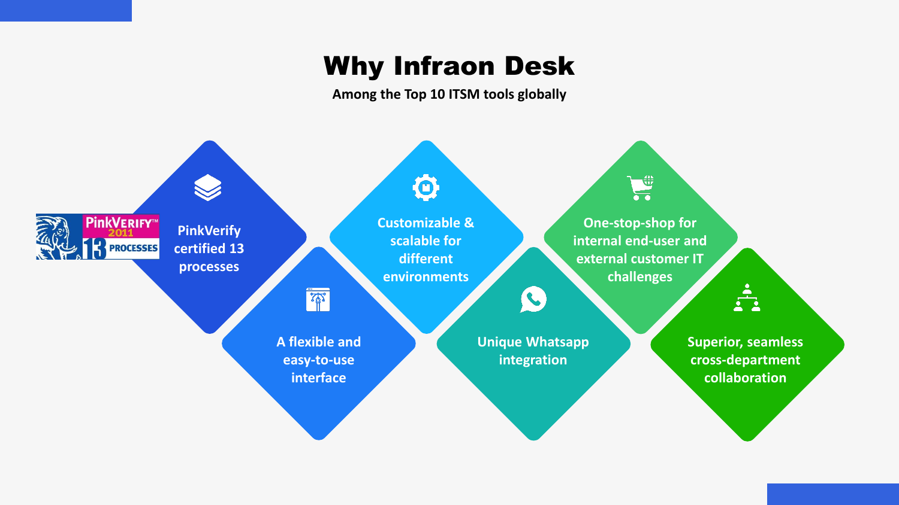# Why Infraon Desk

**Among the Top 10 ITSM tools globally**

- PinkVerify certified 13 processes
- A flexible and easy-to-use interface
- Customizable & scalable for different environments
- Unique Whatsapp integration
- One-stop-shop for internal end-user and external customer IT challenges
- Superior, seamless cross-department collaboration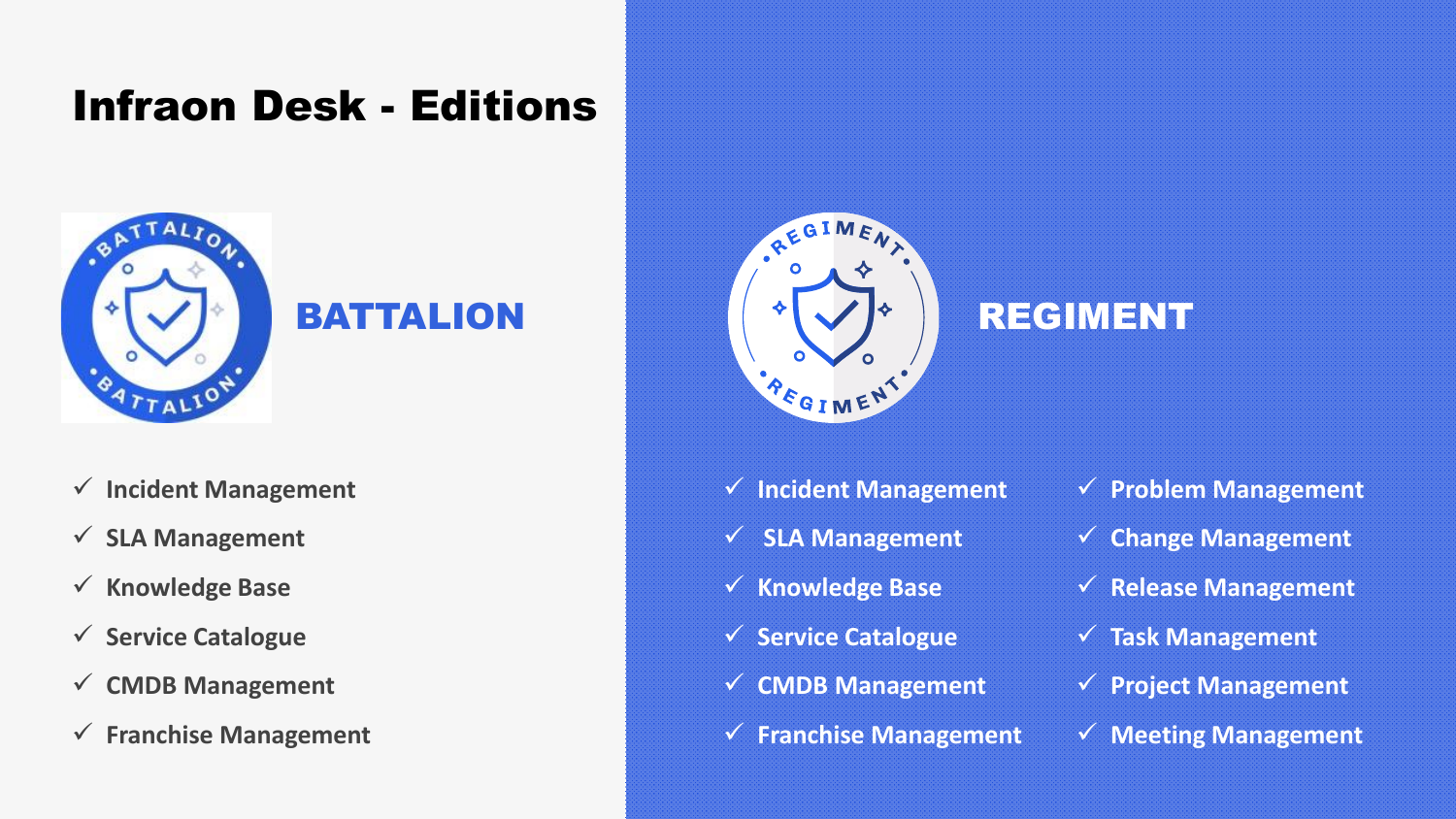# Infraon Desk - Editions

## BATTALION

- ✓ Incident Management
- ✓ SLA Management
- ✓ Knowledge Base
- ✓ Service Catalogue
- ✓ CMDB Management
- ✓ Franchise Management

## REGIMENT

- ✓ Incident Management
- ✓ SLA Management
- ✓ Knowledge Base
- ✓ Service Catalogue
- ✓ CMDB Management
- ✓ Franchise Management
- ✓ Problem Management
- ✓ Change Management
- ✓ Release Management
- ✓ Task Management
- ✓ Project Management
- ✓ Meeting Management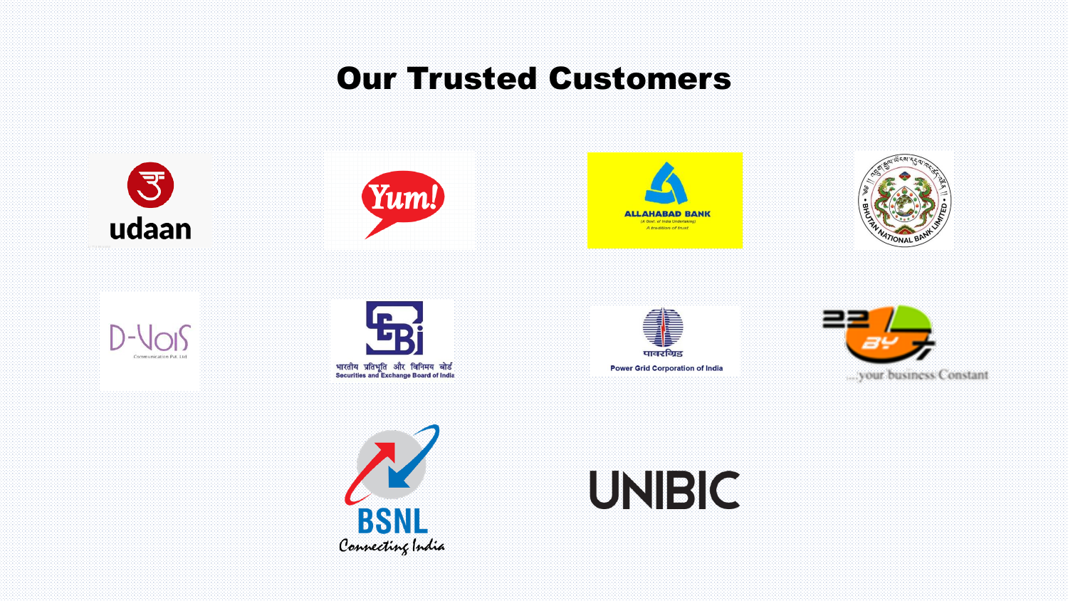# Our Trusted Customers

udaan

Yum!

ALLAHABAD BANK

(A Govt. of India Undertaking)

A tradition of trust

BHUTAN NATIONAL BANK LIMITED

D-VoiS

Communication Pvt. Ltd

भारतीय प्रतिभूति और विनिमय बोर्ड

Securities and Exchange Board of India

पावरग्रिड

Power Grid Corporation of India

22 BY 7

...your business Constant

BSNL

Connecting India

UNIBIC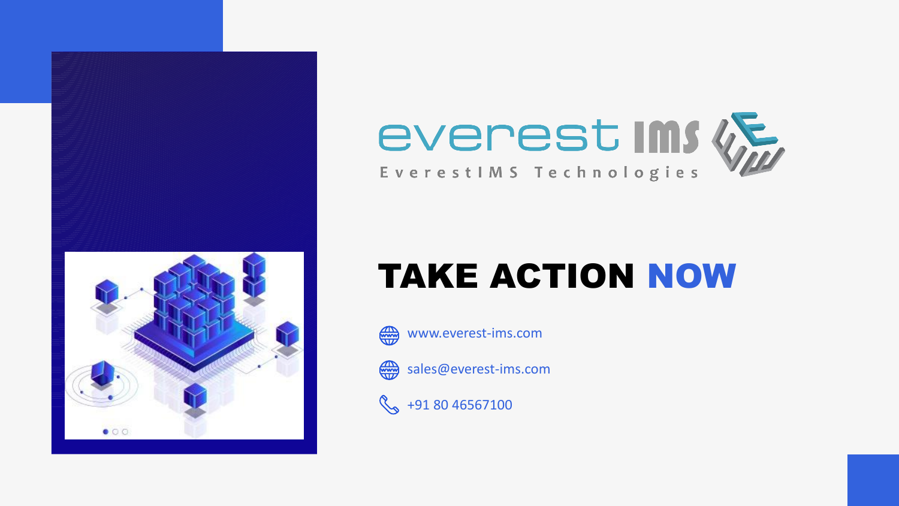everest IMS

EverestIMS Technologies

# TAKE ACTION NOW

www.everest-ims.com

sales@everest-ims.com

+91 80 46567100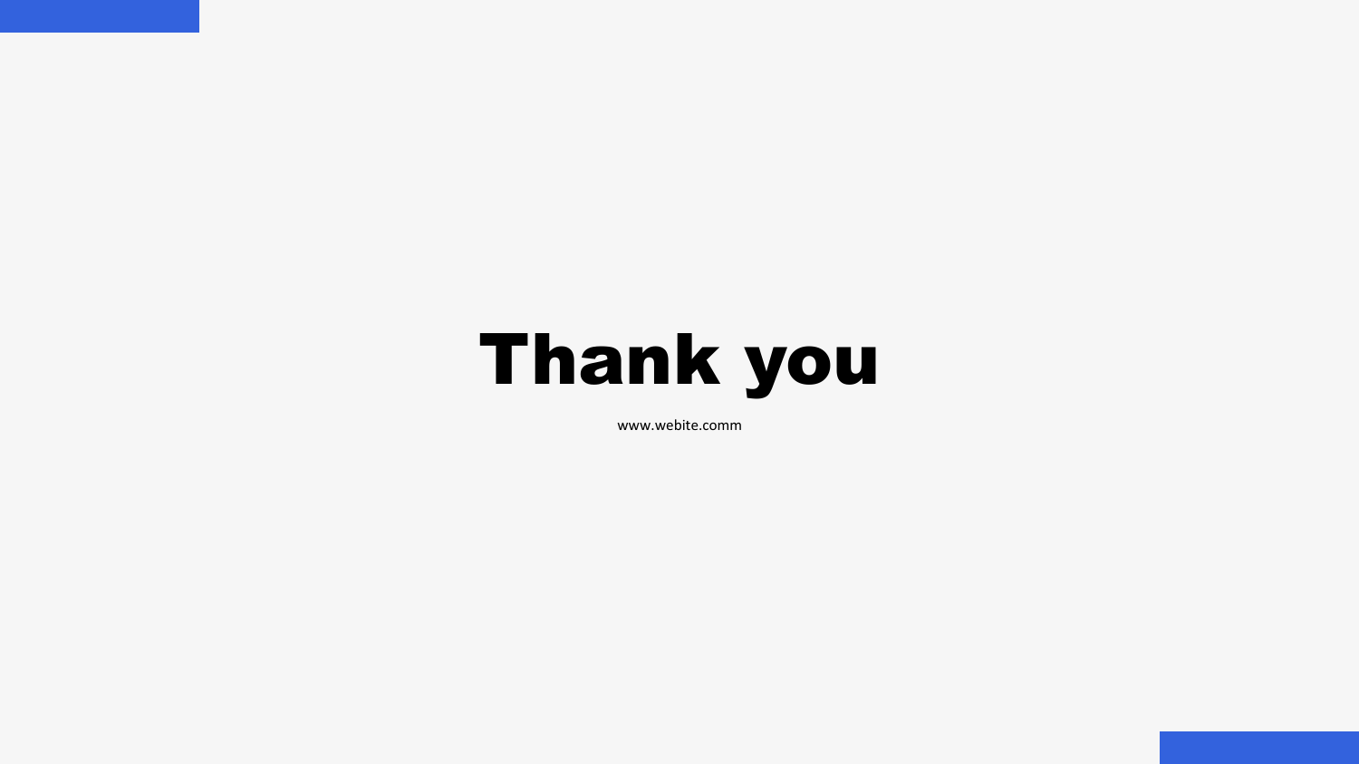# Thank you

www.webite.comm